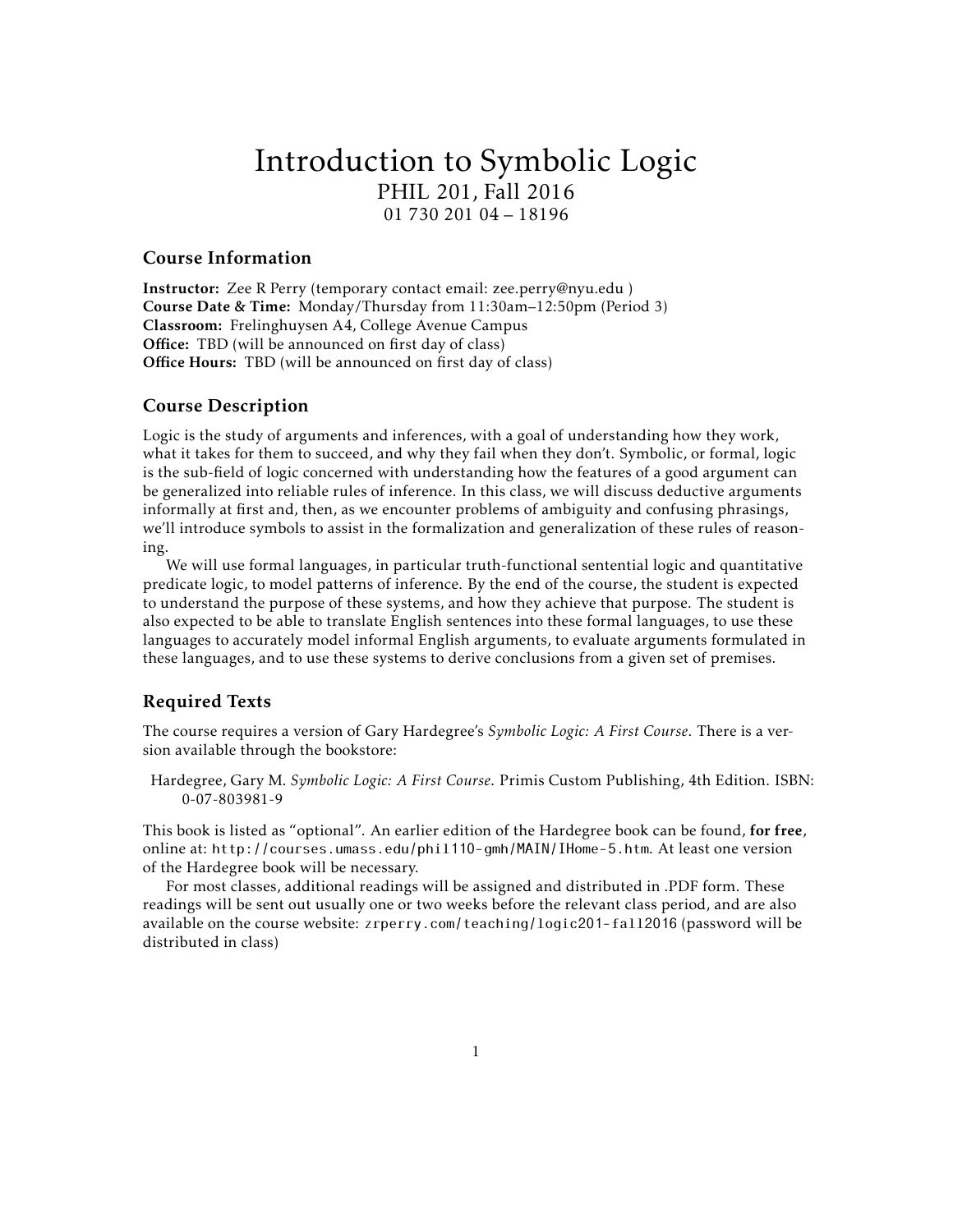# Introduction to Symbolic Logic

PHIL 201, Fall 2016

01 730 201 04 – 18196

## Course Information

**Instructor:** Zee R Perry (temporary contact email: zee.perry@nyu.edu )
**Course Date & Time:** Monday/Thursday from 11:30am–12:50pm (Period 3)
**Classroom:** Frelinghuysen A4, College Avenue Campus
**Office:** TBD (will be announced on first day of class)
**Office Hours:** TBD (will be announced on first day of class)

## Course Description

Logic is the study of arguments and inferences, with a goal of understanding how they work, what it takes for them to succeed, and why they fail when they don't. Symbolic, or formal, logic is the sub-field of logic concerned with understanding how the features of a good argument can be generalized into reliable rules of inference. In this class, we will discuss deductive arguments informally at first and, then, as we encounter problems of ambiguity and confusing phrasings, we'll introduce symbols to assist in the formalization and generalization of these rules of reasoning.

We will use formal languages, in particular truth-functional sentential logic and quantitative predicate logic, to model patterns of inference. By the end of the course, the student is expected to understand the purpose of these systems, and how they achieve that purpose. The student is also expected to be able to translate English sentences into these formal languages, to use these languages to accurately model informal English arguments, to evaluate arguments formulated in these languages, and to use these systems to derive conclusions from a given set of premises.

## Required Texts

The course requires a version of Gary Hardegree's *Symbolic Logic: A First Course*. There is a version available through the bookstore:

Hardegree, Gary M. *Symbolic Logic: A First Course*. Primis Custom Publishing, 4th Edition. ISBN: 0-07-803981-9

This book is listed as "optional". An earlier edition of the Hardegree book can be found, **for free**, online at: `http://courses.umass.edu/phil110-gmh/MAIN/IHome-5.htm`. At least one version of the Hardegree book will be necessary.

For most classes, additional readings will be assigned and distributed in .PDF form. These readings will be sent out usually one or two weeks before the relevant class period, and are also available on the course website: `zrperry.com/teaching/logic201-fall2016` (password will be distributed in class)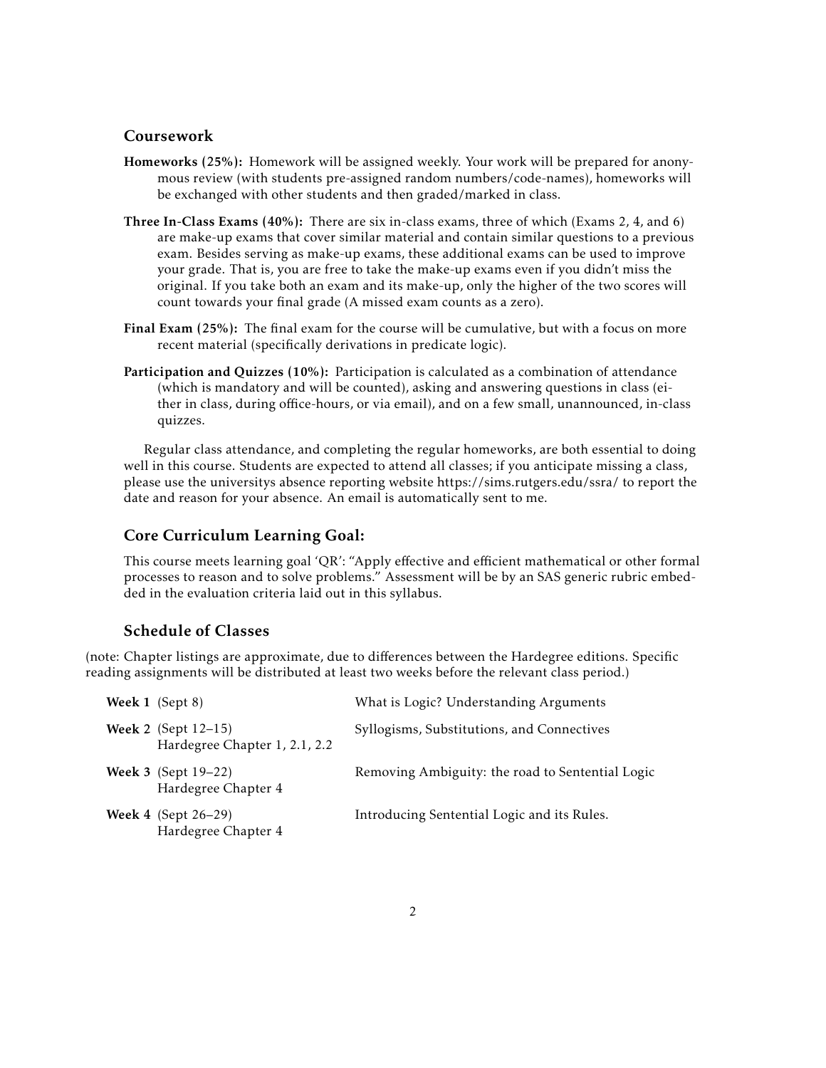## Coursework

**Homeworks (25%):** Homework will be assigned weekly. Your work will be prepared for anonymous review (with students pre-assigned random numbers/code-names), homeworks will be exchanged with other students and then graded/marked in class.

**Three In-Class Exams (40%):** There are six in-class exams, three of which (Exams 2, 4, and 6) are make-up exams that cover similar material and contain similar questions to a previous exam. Besides serving as make-up exams, these additional exams can be used to improve your grade. That is, you are free to take the make-up exams even if you didn't miss the original. If you take both an exam and its make-up, only the higher of the two scores will count towards your final grade (A missed exam counts as a zero).

**Final Exam (25%):** The final exam for the course will be cumulative, but with a focus on more recent material (specifically derivations in predicate logic).

**Participation and Quizzes (10%):** Participation is calculated as a combination of attendance (which is mandatory and will be counted), asking and answering questions in class (either in class, during office-hours, or via email), and on a few small, unannounced, in-class quizzes.

Regular class attendance, and completing the regular homeworks, are both essential to doing well in this course. Students are expected to attend all classes; if you anticipate missing a class, please use the universitys absence reporting website https://sims.rutgers.edu/ssra/ to report the date and reason for your absence. An email is automatically sent to me.

## Core Curriculum Learning Goal:

This course meets learning goal 'QR': "Apply effective and efficient mathematical or other formal processes to reason and to solve problems." Assessment will be by an SAS generic rubric embedded in the evaluation criteria laid out in this syllabus.

## Schedule of Classes

(note: Chapter listings are approximate, due to differences between the Hardegree editions. Specific reading assignments will be distributed at least two weeks before the relevant class period.)

| Week | Topic |
|---|---|
| **Week 1** (Sept 8) | What is Logic? Understanding Arguments |
| **Week 2** (Sept 12–15) Hardegree Chapter 1, 2.1, 2.2 | Syllogisms, Substitutions, and Connectives |
| **Week 3** (Sept 19–22) Hardegree Chapter 4 | Removing Ambiguity: the road to Sentential Logic |
| **Week 4** (Sept 26–29) Hardegree Chapter 4 | Introducing Sentential Logic and its Rules. |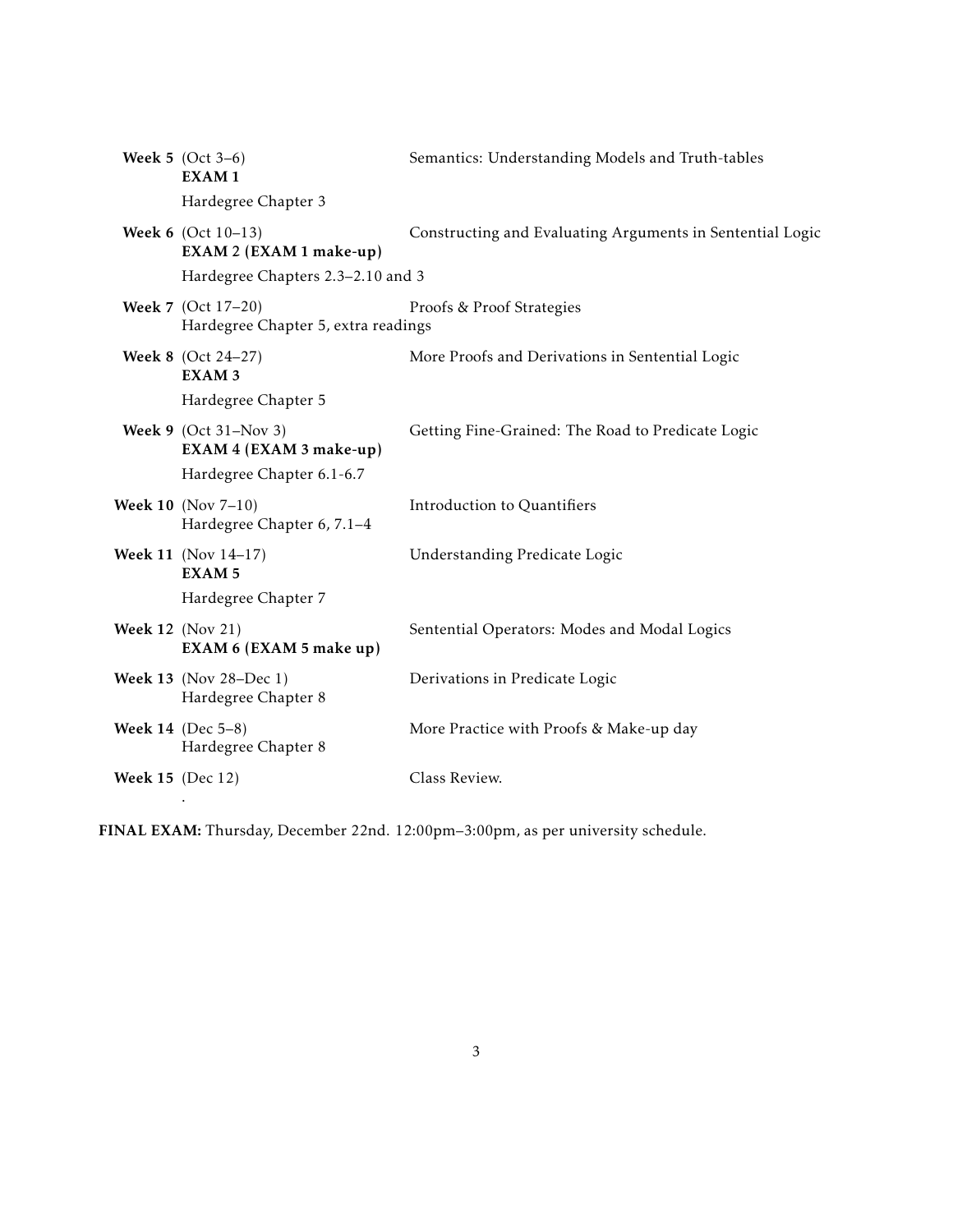**Week 5** (Oct 3–6) Semantics: Understanding Models and Truth-tables
**EXAM 1**
Hardegree Chapter 3

**Week 6** (Oct 10–13) Constructing and Evaluating Arguments in Sentential Logic
**EXAM 2 (EXAM 1 make-up)**
Hardegree Chapters 2.3–2.10 and 3

**Week 7** (Oct 17–20) Proofs & Proof Strategies
Hardegree Chapter 5, extra readings

**Week 8** (Oct 24–27) More Proofs and Derivations in Sentential Logic
**EXAM 3**
Hardegree Chapter 5

**Week 9** (Oct 31–Nov 3) Getting Fine-Grained: The Road to Predicate Logic
**EXAM 4 (EXAM 3 make-up)**
Hardegree Chapter 6.1-6.7

**Week 10** (Nov 7–10) Introduction to Quantifiers
Hardegree Chapter 6, 7.1–4

**Week 11** (Nov 14–17) Understanding Predicate Logic
**EXAM 5**
Hardegree Chapter 7

**Week 12** (Nov 21) Sentential Operators: Modes and Modal Logics
**EXAM 6 (EXAM 5 make up)**

**Week 13** (Nov 28–Dec 1) Derivations in Predicate Logic
Hardegree Chapter 8

**Week 14** (Dec 5–8) More Practice with Proofs & Make-up day
Hardegree Chapter 8

**Week 15** (Dec 12) Class Review.
.

**FINAL EXAM:** Thursday, December 22nd. 12:00pm–3:00pm, as per university schedule.